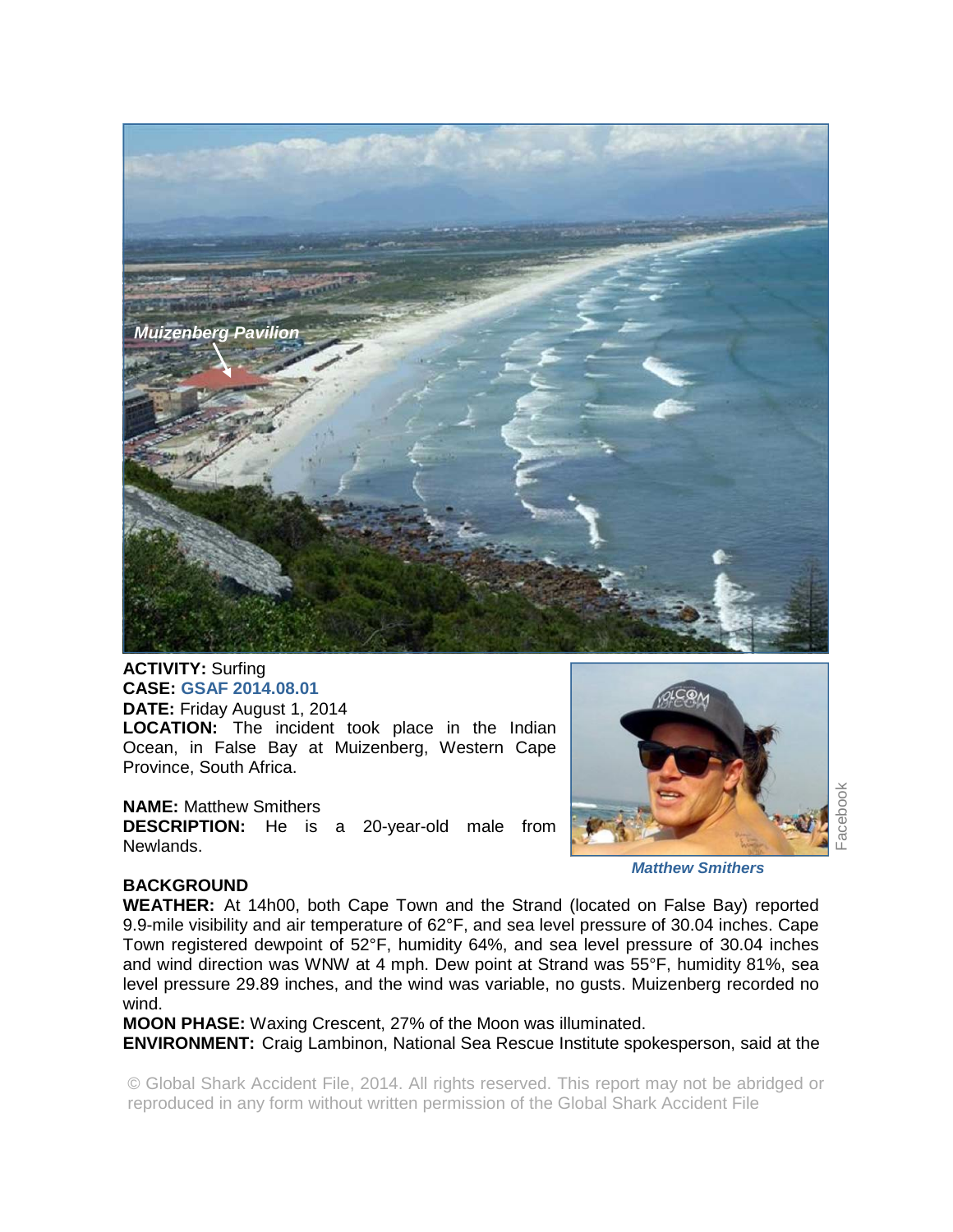Muizenberg Pavilion

**ACTIVITY:** Surfing
**CASE:** GSAF 2014.08.01
**DATE:** Friday August 1, 2014
**LOCATION:** The incident took place in the Indian Ocean, in False Bay at Muizenberg, Western Cape Province, South Africa.

**NAME:** Matthew Smithers
**DESCRIPTION:** He is a 20-year-old male from Newlands.

*Matthew Smithers*

Facebook

**BACKGROUND**

**WEATHER:** At 14h00, both Cape Town and the Strand (located on False Bay) reported 9.9-mile visibility and air temperature of 62°F, and sea level pressure of 30.04 inches. Cape Town registered dewpoint of 52°F, humidity 64%, and sea level pressure of 30.04 inches and wind direction was WNW at 4 mph. Dew point at Strand was 55°F, humidity 81%, sea level pressure 29.89 inches, and the wind was variable, no gusts. Muizenberg recorded no wind.

**MOON PHASE:** Waxing Crescent, 27% of the Moon was illuminated.

**ENVIRONMENT:** Craig Lambinon, National Sea Rescue Institute spokesperson, said at the

© Global Shark Accident File, 2014. All rights reserved. This report may not be abridged or reproduced in any form without written permission of the Global Shark Accident File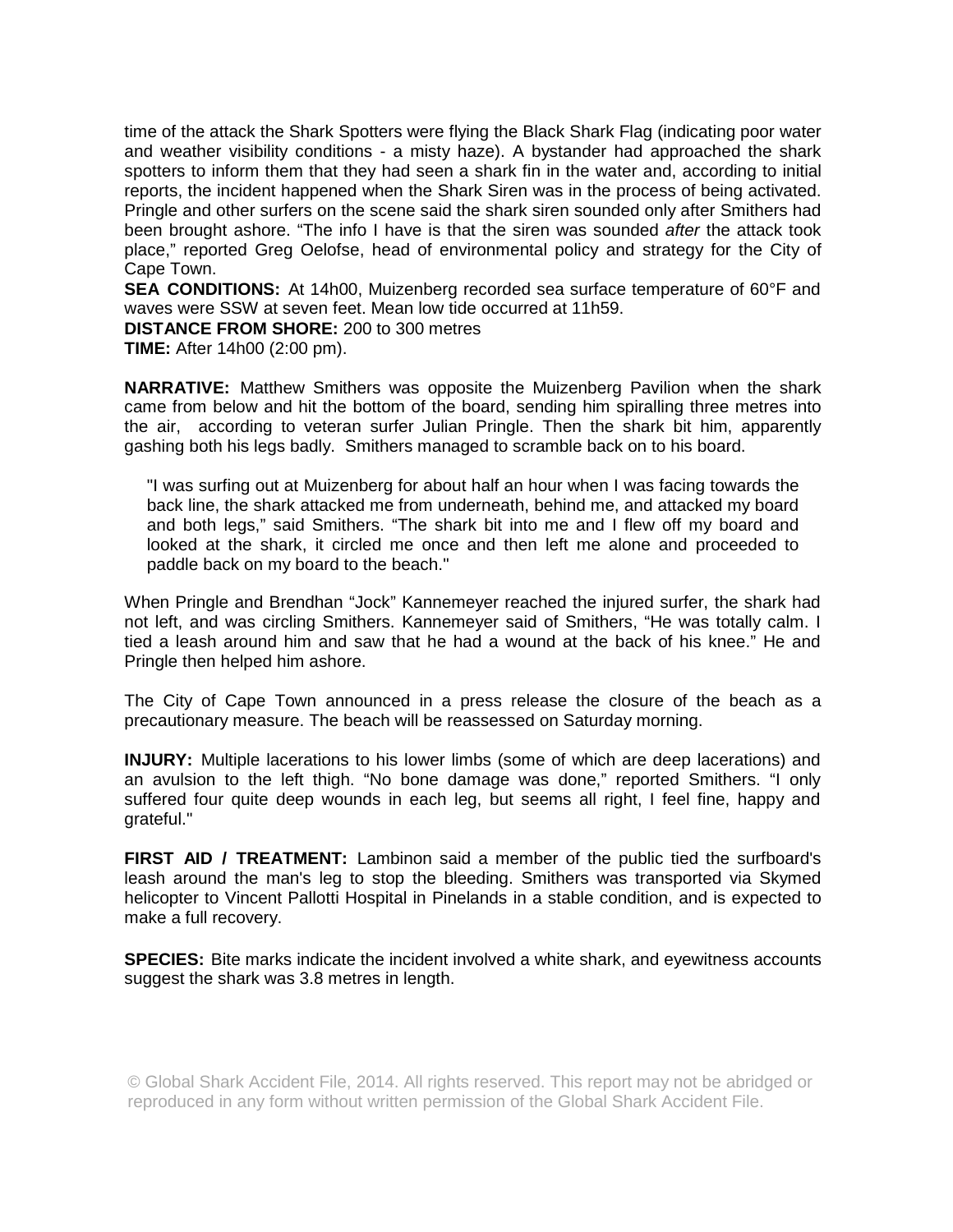time of the attack the Shark Spotters were flying the Black Shark Flag (indicating poor water and weather visibility conditions - a misty haze). A bystander had approached the shark spotters to inform them that they had seen a shark fin in the water and, according to initial reports, the incident happened when the Shark Siren was in the process of being activated. Pringle and other surfers on the scene said the shark siren sounded only after Smithers had been brought ashore. "The info I have is that the siren was sounded *after* the attack took place," reported Greg Oelofse, head of environmental policy and strategy for the City of Cape Town.

**SEA CONDITIONS:** At 14h00, Muizenberg recorded sea surface temperature of 60°F and waves were SSW at seven feet. Mean low tide occurred at 11h59.

**DISTANCE FROM SHORE:** 200 to 300 metres

**TIME:** After 14h00 (2:00 pm).

**NARRATIVE:** Matthew Smithers was opposite the Muizenberg Pavilion when the shark came from below and hit the bottom of the board, sending him spiralling three metres into the air, according to veteran surfer Julian Pringle. Then the shark bit him, apparently gashing both his legs badly. Smithers managed to scramble back on to his board.

> "I was surfing out at Muizenberg for about half an hour when I was facing towards the back line, the shark attacked me from underneath, behind me, and attacked my board and both legs," said Smithers. "The shark bit into me and I flew off my board and looked at the shark, it circled me once and then left me alone and proceeded to paddle back on my board to the beach."

When Pringle and Brendhan "Jock" Kannemeyer reached the injured surfer, the shark had not left, and was circling Smithers. Kannemeyer said of Smithers, "He was totally calm. I tied a leash around him and saw that he had a wound at the back of his knee." He and Pringle then helped him ashore.

The City of Cape Town announced in a press release the closure of the beach as a precautionary measure. The beach will be reassessed on Saturday morning.

**INJURY:** Multiple lacerations to his lower limbs (some of which are deep lacerations) and an avulsion to the left thigh. "No bone damage was done," reported Smithers. "I only suffered four quite deep wounds in each leg, but seems all right, I feel fine, happy and grateful."

**FIRST AID / TREATMENT:** Lambinon said a member of the public tied the surfboard's leash around the man's leg to stop the bleeding. Smithers was transported via Skymed helicopter to Vincent Pallotti Hospital in Pinelands in a stable condition, and is expected to make a full recovery.

**SPECIES:** Bite marks indicate the incident involved a white shark, and eyewitness accounts suggest the shark was 3.8 metres in length.

© Global Shark Accident File, 2014. All rights reserved. This report may not be abridged or reproduced in any form without written permission of the Global Shark Accident File.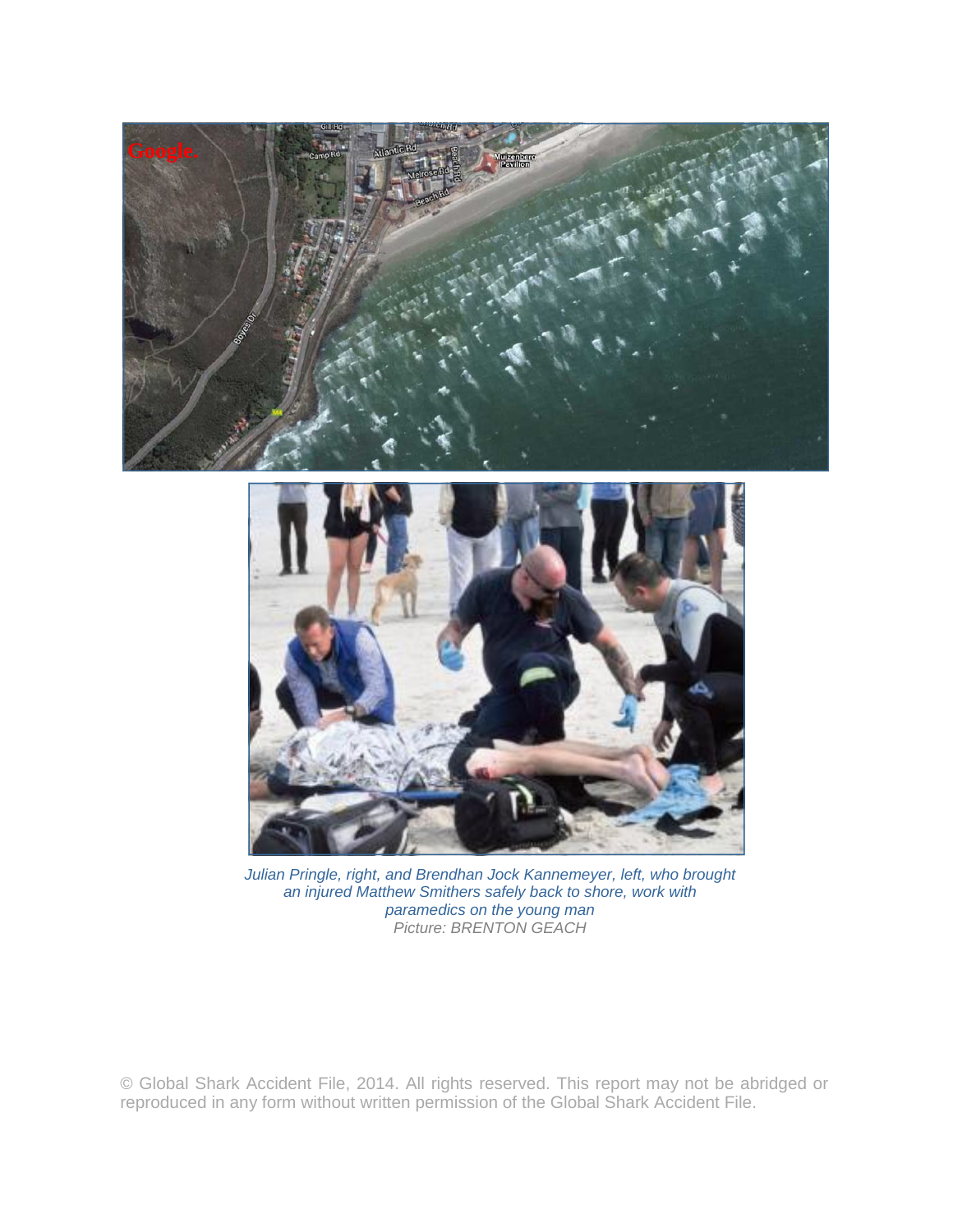*Julian Pringle, right, and Brendhan Jock Kannemeyer, left, who brought an injured Matthew Smithers safely back to shore, work with paramedics on the young man*
*Picture: BRENTON GEACH*

© Global Shark Accident File, 2014. All rights reserved. This report may not be abridged or reproduced in any form without written permission of the Global Shark Accident File.